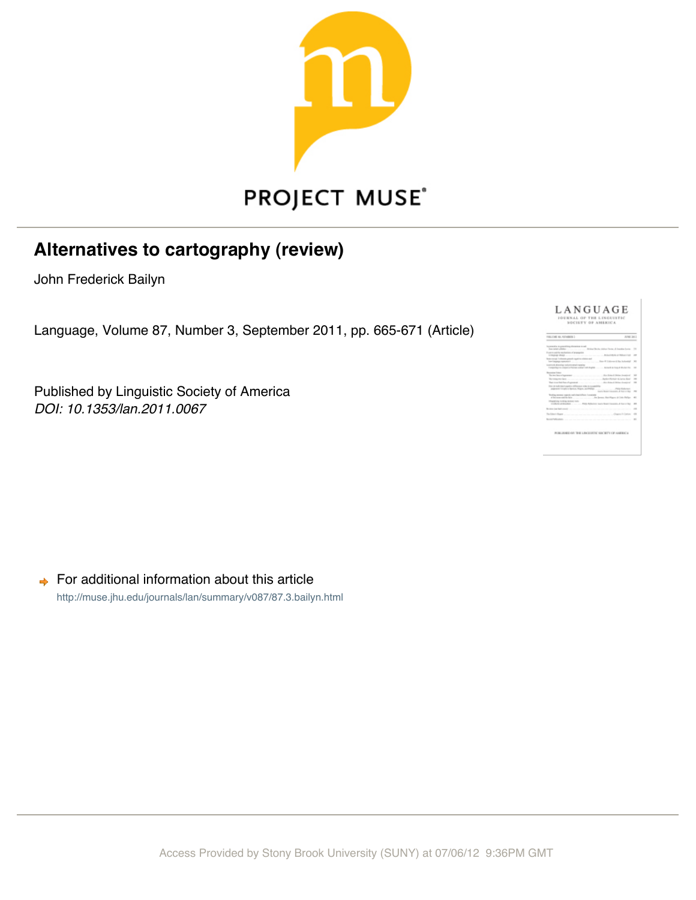# Alternatives to cartography (review)

John Frederick Bailyn

Language, Volume 87, Number 3, September 2011, pp. 665-671 (Article)

Published by Linguistic Society of America
*DOI: 10.1353/lan.2011.0067*

For additional information about this article
http://muse.jhu.edu/journals/lan/summary/v087/87.3.bailyn.html

Access Provided by Stony Brook University (SUNY) at 07/06/12 9:36PM GMT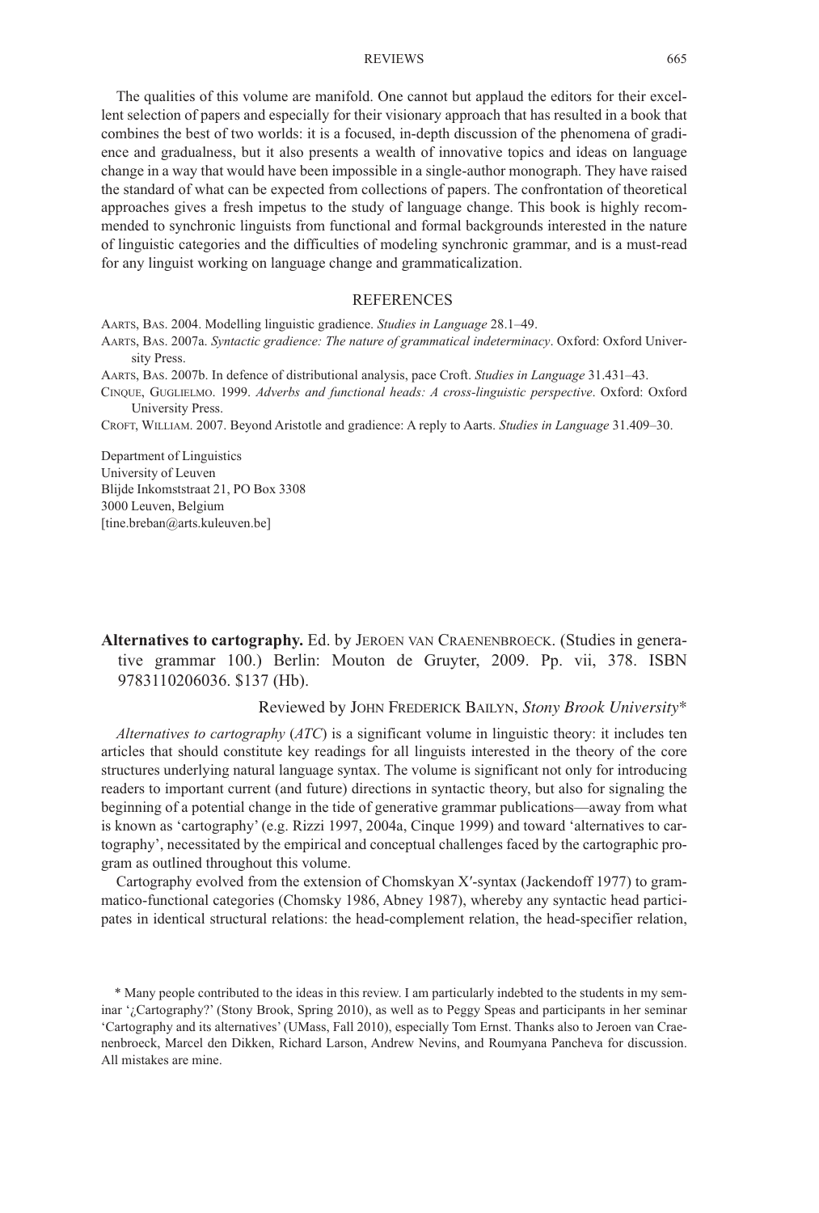The qualities of this volume are manifold. One cannot but applaud the editors for their excellent selection of papers and especially for their visionary approach that has resulted in a book that combines the best of two worlds: it is a focused, in-depth discussion of the phenomena of gradience and gradualness, but it also presents a wealth of innovative topics and ideas on language change in a way that would have been impossible in a single-author monograph. They have raised the standard of what can be expected from collections of papers. The confrontation of theoretical approaches gives a fresh impetus to the study of language change. This book is highly recommended to synchronic linguists from functional and formal backgrounds interested in the nature of linguistic categories and the difficulties of modeling synchronic grammar, and is a must-read for any linguist working on language change and grammaticalization.

## REFERENCES

Aarts, Bas. 2004. Modelling linguistic gradience. *Studies in Language* 28.1–49.

Aarts, Bas. 2007a. *Syntactic gradience: The nature of grammatical indeterminacy*. Oxford: Oxford University Press.

Aarts, Bas. 2007b. In defence of distributional analysis, pace Croft. *Studies in Language* 31.431–43.

Cinque, Guglielmo. 1999. *Adverbs and functional heads: A cross-linguistic perspective*. Oxford: Oxford University Press.

Croft, William. 2007. Beyond Aristotle and gradience: A reply to Aarts. *Studies in Language* 31.409–30.

Department of Linguistics
University of Leuven
Blijde Inkomststraat 21, PO Box 3308
3000 Leuven, Belgium
[tine.breban@arts.kuleuven.be]

**Alternatives to cartography.** Ed. by Jeroen van Craenenbroeck. (Studies in generative grammar 100.) Berlin: Mouton de Gruyter, 2009. Pp. vii, 378. ISBN 9783110206036. $137 (Hb).

Reviewed by John Frederick Bailyn, *Stony Brook University*\*

*Alternatives to cartography* (*ATC*) is a significant volume in linguistic theory: it includes ten articles that should constitute key readings for all linguists interested in the theory of the core structures underlying natural language syntax. The volume is significant not only for introducing readers to important current (and future) directions in syntactic theory, but also for signaling the beginning of a potential change in the tide of generative grammar publications—away from what is known as 'cartography' (e.g. Rizzi 1997, 2004a, Cinque 1999) and toward 'alternatives to cartography', necessitated by the empirical and conceptual challenges faced by the cartographic program as outlined throughout this volume.

Cartography evolved from the extension of Chomskyan X′-syntax (Jackendoff 1977) to grammatico-functional categories (Chomsky 1986, Abney 1987), whereby any syntactic head participates in identical structural relations: the head-complement relation, the head-specifier relation,

\* Many people contributed to the ideas in this review. I am particularly indebted to the students in my seminar '¿Cartography?' (Stony Brook, Spring 2010), as well as to Peggy Speas and participants in her seminar 'Cartography and its alternatives' (UMass, Fall 2010), especially Tom Ernst. Thanks also to Jeroen van Craenenbroeck, Marcel den Dikken, Richard Larson, Andrew Nevins, and Roumyana Pancheva for discussion. All mistakes are mine.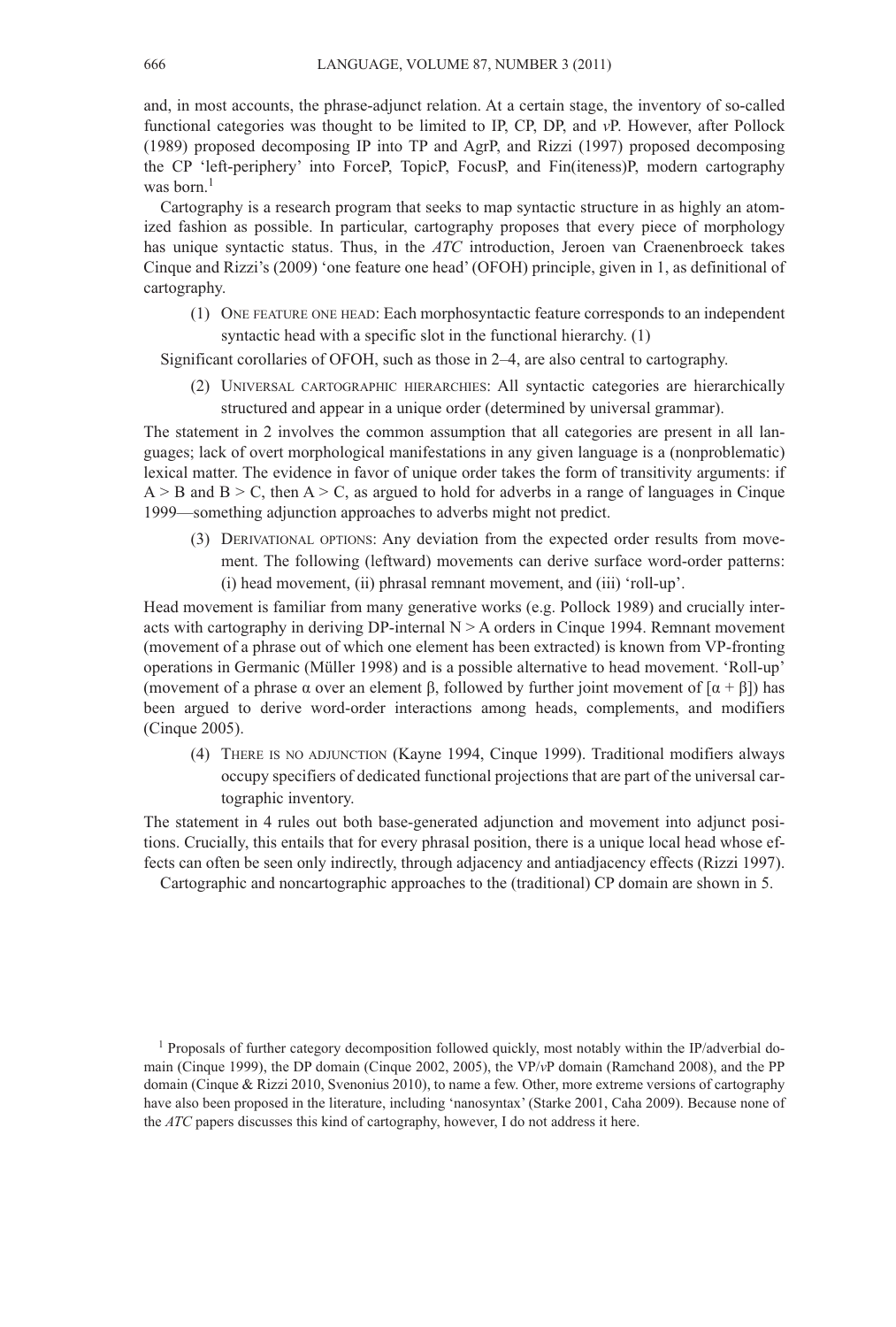and, in most accounts, the phrase-adjunct relation. At a certain stage, the inventory of so-called functional categories was thought to be limited to IP, CP, DP, and *v*P. However, after Pollock (1989) proposed decomposing IP into TP and AgrP, and Rizzi (1997) proposed decomposing the CP 'left-periphery' into ForceP, TopicP, FocusP, and Fin(iteness)P, modern cartography was born.[1]

Cartography is a research program that seeks to map syntactic structure in as highly an atomized fashion as possible. In particular, cartography proposes that every piece of morphology has unique syntactic status. Thus, in the *ATC* introduction, Jeroen van Craenenbroeck takes Cinque and Rizzi's (2009) 'one feature one head' (OFOH) principle, given in 1, as definitional of cartography.

(1) ONE FEATURE ONE HEAD: Each morphosyntactic feature corresponds to an independent syntactic head with a specific slot in the functional hierarchy. (1)

Significant corollaries of OFOH, such as those in 2–4, are also central to cartography.

(2) UNIVERSAL CARTOGRAPHIC HIERARCHIES: All syntactic categories are hierarchically structured and appear in a unique order (determined by universal grammar).

The statement in 2 involves the common assumption that all categories are present in all languages; lack of overt morphological manifestations in any given language is a (nonproblematic) lexical matter. The evidence in favor of unique order takes the form of transitivity arguments: if $A > B$ and $B > C$, then $A > C$, as argued to hold for adverbs in a range of languages in Cinque 1999—something adjunction approaches to adverbs might not predict.

(3) DERIVATIONAL OPTIONS: Any deviation from the expected order results from movement. The following (leftward) movements can derive surface word-order patterns: (i) head movement, (ii) phrasal remnant movement, and (iii) 'roll-up'.

Head movement is familiar from many generative works (e.g. Pollock 1989) and crucially interacts with cartography in deriving DP-internal $N > A$ orders in Cinque 1994. Remnant movement (movement of a phrase out of which one element has been extracted) is known from VP-fronting operations in Germanic (Müller 1998) and is a possible alternative to head movement. 'Roll-up' (movement of a phrase $\alpha$ over an element $\beta$, followed by further joint movement of $[\alpha + \beta]$) has been argued to derive word-order interactions among heads, complements, and modifiers (Cinque 2005).

(4) THERE IS NO ADJUNCTION (Kayne 1994, Cinque 1999). Traditional modifiers always occupy specifiers of dedicated functional projections that are part of the universal cartographic inventory.

The statement in 4 rules out both base-generated adjunction and movement into adjunct positions. Crucially, this entails that for every phrasal position, there is a unique local head whose effects can often be seen only indirectly, through adjacency and antiadjacency effects (Rizzi 1997).

Cartographic and noncartographic approaches to the (traditional) CP domain are shown in 5.

[1] Proposals of further category decomposition followed quickly, most notably within the IP/adverbial domain (Cinque 1999), the DP domain (Cinque 2002, 2005), the VP/*v*P domain (Ramchand 2008), and the PP domain (Cinque & Rizzi 2010, Svenonius 2010), to name a few. Other, more extreme versions of cartography have also been proposed in the literature, including 'nanosyntax' (Starke 2001, Caha 2009). Because none of the *ATC* papers discusses this kind of cartography, however, I do not address it here.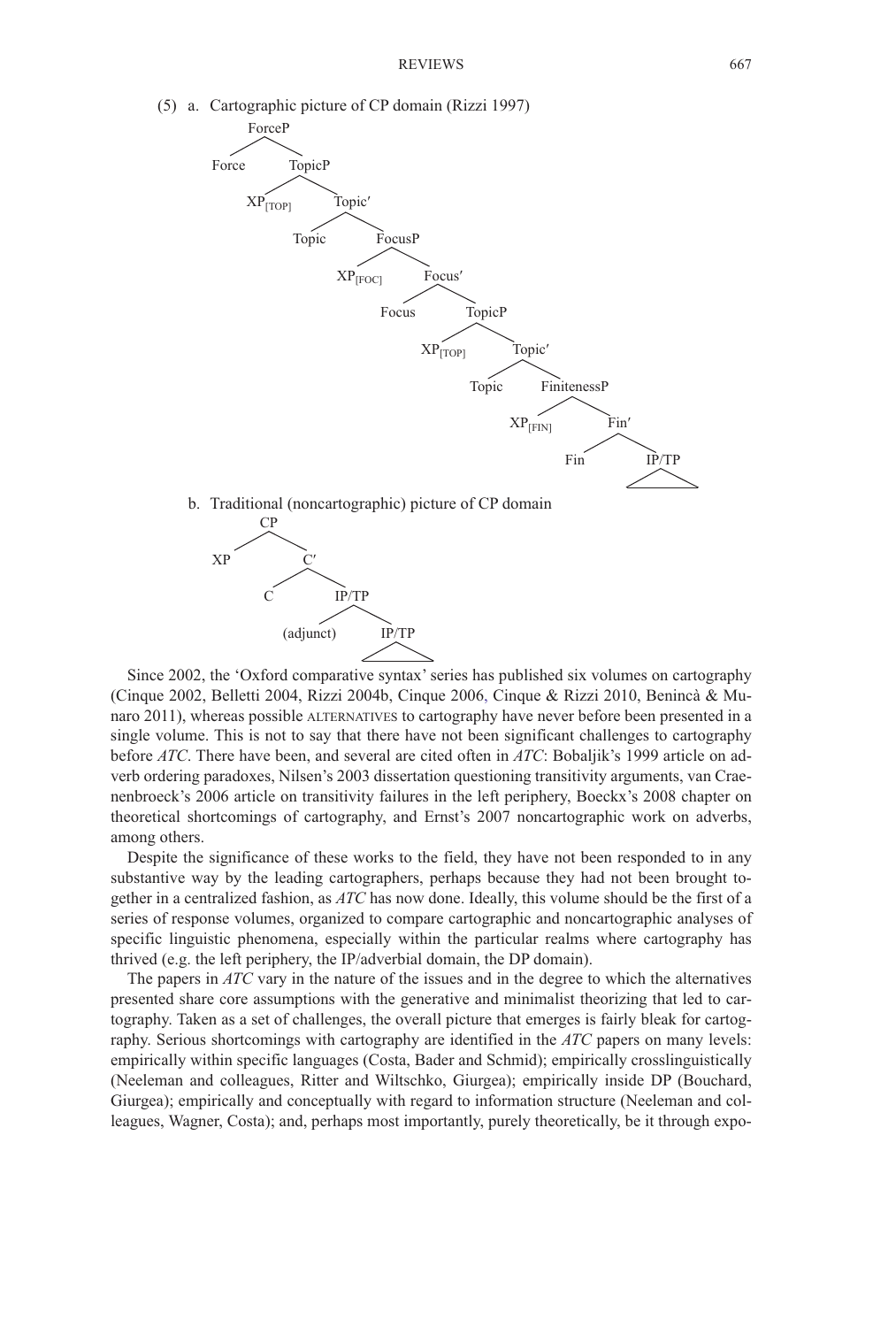(5) a. Cartographic picture of CP domain (Rizzi 1997)

```
ForceP
├── Force
└── TopicP
    ├── XP[TOP]
    └── Topic′
        ├── Topic
        └── FocusP
            ├── XP[FOC]
            └── Focus′
                ├── Focus
                └── TopicP
                    ├── XP[TOP]
                    └── Topic′
                        ├── Topic
                        └── FinitenessP
                            ├── XP[FIN]
                            └── Fin′
                                ├── Fin
                                └── IP/TP
```

b. Traditional (noncartographic) picture of CP domain

```
CP
├── XP
└── C′
    ├── C
    └── IP/TP
        ├── (adjunct)
        └── IP/TP
```

Since 2002, the 'Oxford comparative syntax' series has published six volumes on cartography (Cinque 2002, Belletti 2004, Rizzi 2004b, Cinque 2006, Cinque & Rizzi 2010, Benincà & Munaro 2011), whereas possible ALTERNATIVES to cartography have never before been presented in a single volume. This is not to say that there have not been significant challenges to cartography before *ATC*. There have been, and several are cited often in *ATC*: Bobaljik's 1999 article on adverb ordering paradoxes, Nilsen's 2003 dissertation questioning transitivity arguments, van Craenenbroeck's 2006 article on transitivity failures in the left periphery, Boeckx's 2008 chapter on theoretical shortcomings of cartography, and Ernst's 2007 noncartographic work on adverbs, among others.

Despite the significance of these works to the field, they have not been responded to in any substantive way by the leading cartographers, perhaps because they had not been brought together in a centralized fashion, as *ATC* has now done. Ideally, this volume should be the first of a series of response volumes, organized to compare cartographic and noncartographic analyses of specific linguistic phenomena, especially within the particular realms where cartography has thrived (e.g. the left periphery, the IP/adverbial domain, the DP domain).

The papers in *ATC* vary in the nature of the issues and in the degree to which the alternatives presented share core assumptions with the generative and minimalist theorizing that led to cartography. Taken as a set of challenges, the overall picture that emerges is fairly bleak for cartography. Serious shortcomings with cartography are identified in the *ATC* papers on many levels: empirically within specific languages (Costa, Bader and Schmid); empirically crosslinguistically (Neeleman and colleagues, Ritter and Wiltschko, Giurgea); empirically inside DP (Bouchard, Giurgea); empirically and conceptually with regard to information structure (Neeleman and colleagues, Wagner, Costa); and, perhaps most importantly, purely theoretically, be it through expo-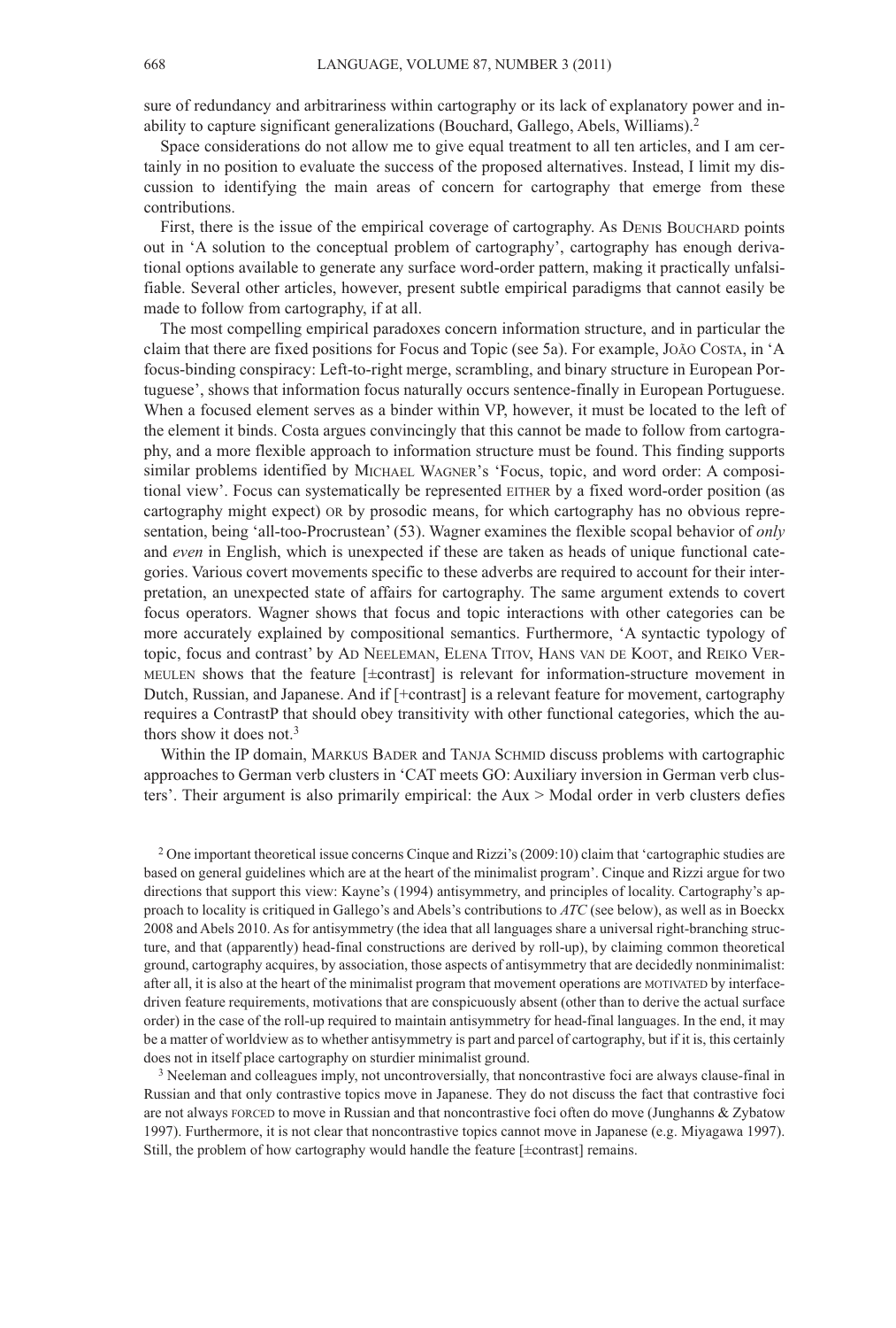sure of redundancy and arbitrariness within cartography or its lack of explanatory power and inability to capture significant generalizations (Bouchard, Gallego, Abels, Williams).[2]

Space considerations do not allow me to give equal treatment to all ten articles, and I am certainly in no position to evaluate the success of the proposed alternatives. Instead, I limit my discussion to identifying the main areas of concern for cartography that emerge from these contributions.

First, there is the issue of the empirical coverage of cartography. As Denis Bouchard points out in 'A solution to the conceptual problem of cartography', cartography has enough derivational options available to generate any surface word-order pattern, making it practically unfalsifiable. Several other articles, however, present subtle empirical paradigms that cannot easily be made to follow from cartography, if at all.

The most compelling empirical paradoxes concern information structure, and in particular the claim that there are fixed positions for Focus and Topic (see 5a). For example, João Costa, in 'A focus-binding conspiracy: Left-to-right merge, scrambling, and binary structure in European Portuguese', shows that information focus naturally occurs sentence-finally in European Portuguese. When a focused element serves as a binder within VP, however, it must be located to the left of the element it binds. Costa argues convincingly that this cannot be made to follow from cartography, and a more flexible approach to information structure must be found. This finding supports similar problems identified by Michael Wagner's 'Focus, topic, and word order: A compositional view'. Focus can systematically be represented EITHER by a fixed word-order position (as cartography might expect) OR by prosodic means, for which cartography has no obvious representation, being 'all-too-Procrustean' (53). Wagner examines the flexible scopal behavior of *only* and *even* in English, which is unexpected if these are taken as heads of unique functional categories. Various covert movements specific to these adverbs are required to account for their interpretation, an unexpected state of affairs for cartography. The same argument extends to covert focus operators. Wagner shows that focus and topic interactions with other categories can be more accurately explained by compositional semantics. Furthermore, 'A syntactic typology of topic, focus and contrast' by Ad Neeleman, Elena Titov, Hans van de Koot, and Reiko Vermeulen shows that the feature [±contrast] is relevant for information-structure movement in Dutch, Russian, and Japanese. And if [+contrast] is a relevant feature for movement, cartography requires a ContrastP that should obey transitivity with other functional categories, which the authors show it does not.[3]

Within the IP domain, Markus Bader and Tanja Schmid discuss problems with cartographic approaches to German verb clusters in 'CAT meets GO: Auxiliary inversion in German verb clusters'. Their argument is also primarily empirical: the Aux > Modal order in verb clusters defies

[2] One important theoretical issue concerns Cinque and Rizzi's (2009:10) claim that 'cartographic studies are based on general guidelines which are at the heart of the minimalist program'. Cinque and Rizzi argue for two directions that support this view: Kayne's (1994) antisymmetry, and principles of locality. Cartography's approach to locality is critiqued in Gallego's and Abels's contributions to *ATC* (see below), as well as in Boeckx 2008 and Abels 2010. As for antisymmetry (the idea that all languages share a universal right-branching structure, and that (apparently) head-final constructions are derived by roll-up), by claiming common theoretical ground, cartography acquires, by association, those aspects of antisymmetry that are decidedly nonminimalist: after all, it is also at the heart of the minimalist program that movement operations are MOTIVATED by interface-driven feature requirements, motivations that are conspicuously absent (other than to derive the actual surface order) in the case of the roll-up required to maintain antisymmetry for head-final languages. In the end, it may be a matter of worldview as to whether antisymmetry is part and parcel of cartography, but if it is, this certainly does not in itself place cartography on sturdier minimalist ground.

[3] Neeleman and colleagues imply, not uncontroversially, that noncontrastive foci are always clause-final in Russian and that only contrastive topics move in Japanese. They do not discuss the fact that contrastive foci are not always FORCED to move in Russian and that noncontrastive foci often do move (Junghanns & Zybatow 1997). Furthermore, it is not clear that noncontrastive topics cannot move in Japanese (e.g. Miyagawa 1997). Still, the problem of how cartography would handle the feature [±contrast] remains.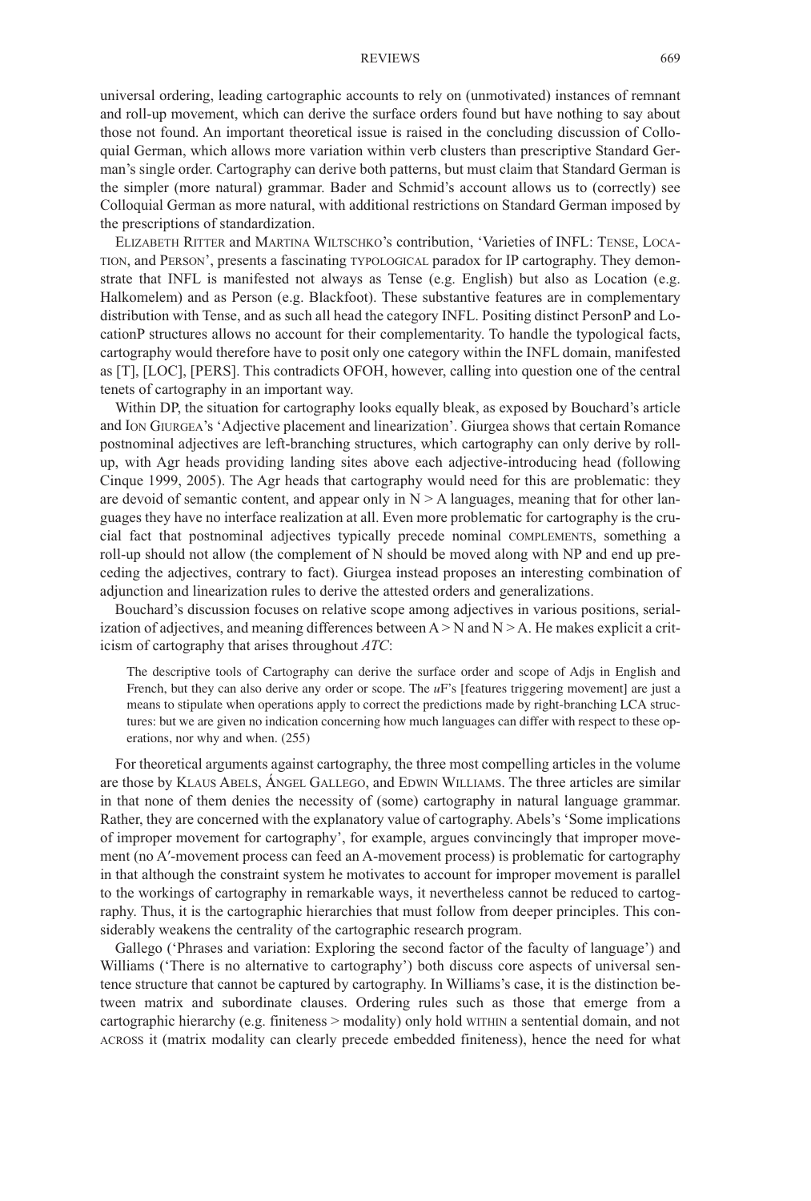universal ordering, leading cartographic accounts to rely on (unmotivated) instances of remnant and roll-up movement, which can derive the surface orders found but have nothing to say about those not found. An important theoretical issue is raised in the concluding discussion of Colloquial German, which allows more variation within verb clusters than prescriptive Standard German's single order. Cartography can derive both patterns, but must claim that Standard German is the simpler (more natural) grammar. Bader and Schmid's account allows us to (correctly) see Colloquial German as more natural, with additional restrictions on Standard German imposed by the prescriptions of standardization.

ELIZABETH RITTER and MARTINA WILTSCHKO's contribution, 'Varieties of INFL: TENSE, LOCATION, and PERSON', presents a fascinating TYPOLOGICAL paradox for IP cartography. They demonstrate that INFL is manifested not always as Tense (e.g. English) but also as Location (e.g. Halkomelem) and as Person (e.g. Blackfoot). These substantive features are in complementary distribution with Tense, and as such all head the category INFL. Positing distinct PersonP and LocationP structures allows no account for their complementarity. To handle the typological facts, cartography would therefore have to posit only one category within the INFL domain, manifested as [T], [LOC], [PERS]. This contradicts OFOH, however, calling into question one of the central tenets of cartography in an important way.

Within DP, the situation for cartography looks equally bleak, as exposed by Bouchard's article and ION GIURGEA's 'Adjective placement and linearization'. Giurgea shows that certain Romance postnominal adjectives are left-branching structures, which cartography can only derive by roll-up, with Agr heads providing landing sites above each adjective-introducing head (following Cinque 1999, 2005). The Agr heads that cartography would need for this are problematic: they are devoid of semantic content, and appear only in N > A languages, meaning that for other languages they have no interface realization at all. Even more problematic for cartography is the crucial fact that postnominal adjectives typically precede nominal COMPLEMENTS, something a roll-up should not allow (the complement of N should be moved along with NP and end up preceding the adjectives, contrary to fact). Giurgea instead proposes an interesting combination of adjunction and linearization rules to derive the attested orders and generalizations.

Bouchard's discussion focuses on relative scope among adjectives in various positions, serialization of adjectives, and meaning differences between A > N and N > A. He makes explicit a criticism of cartography that arises throughout *ATC*:

> The descriptive tools of Cartography can derive the surface order and scope of Adjs in English and French, but they can also derive any order or scope. The *u*F's [features triggering movement] are just a means to stipulate when operations apply to correct the predictions made by right-branching LCA structures: but we are given no indication concerning how much languages can differ with respect to these operations, nor why and when. (255)

For theoretical arguments against cartography, the three most compelling articles in the volume are those by KLAUS ABELS, ÁNGEL GALLEGO, and EDWIN WILLIAMS. The three articles are similar in that none of them denies the necessity of (some) cartography in natural language grammar. Rather, they are concerned with the explanatory value of cartography. Abels's 'Some implications of improper movement for cartography', for example, argues convincingly that improper movement (no A′-movement process can feed an A-movement process) is problematic for cartography in that although the constraint system he motivates to account for improper movement is parallel to the workings of cartography in remarkable ways, it nevertheless cannot be reduced to cartography. Thus, it is the cartographic hierarchies that must follow from deeper principles. This considerably weakens the centrality of the cartographic research program.

Gallego ('Phrases and variation: Exploring the second factor of the faculty of language') and Williams ('There is no alternative to cartography') both discuss core aspects of universal sentence structure that cannot be captured by cartography. In Williams's case, it is the distinction between matrix and subordinate clauses. Ordering rules such as those that emerge from a cartographic hierarchy (e.g. finiteness > modality) only hold WITHIN a sentential domain, and not ACROSS it (matrix modality can clearly precede embedded finiteness), hence the need for what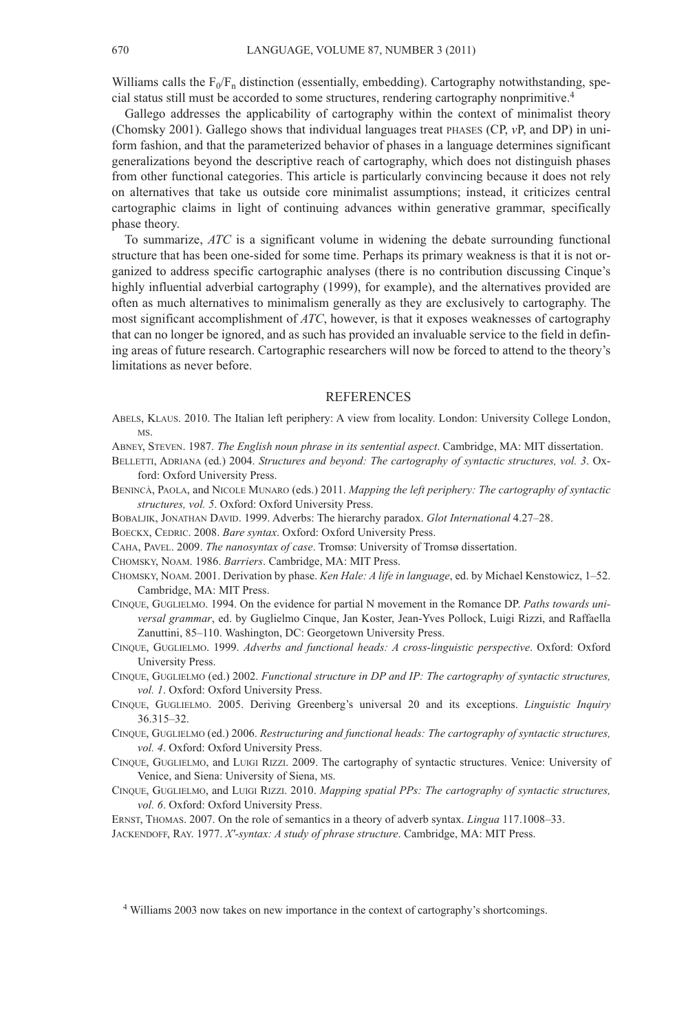Williams calls the $F_0/F_n$ distinction (essentially, embedding). Cartography notwithstanding, special status still must be accorded to some structures, rendering cartography nonprimitive.[4]

Gallego addresses the applicability of cartography within the context of minimalist theory (Chomsky 2001). Gallego shows that individual languages treat PHASES (CP, *v*P, and DP) in uniform fashion, and that the parameterized behavior of phases in a language determines significant generalizations beyond the descriptive reach of cartography, which does not distinguish phases from other functional categories. This article is particularly convincing because it does not rely on alternatives that take us outside core minimalist assumptions; instead, it criticizes central cartographic claims in light of continuing advances within generative grammar, specifically phase theory.

To summarize, *ATC* is a significant volume in widening the debate surrounding functional structure that has been one-sided for some time. Perhaps its primary weakness is that it is not organized to address specific cartographic analyses (there is no contribution discussing Cinque's highly influential adverbial cartography (1999), for example), and the alternatives provided are often as much alternatives to minimalism generally as they are exclusively to cartography. The most significant accomplishment of *ATC*, however, is that it exposes weaknesses of cartography that can no longer be ignored, and as such has provided an invaluable service to the field in defining areas of future research. Cartographic researchers will now be forced to attend to the theory's limitations as never before.

## REFERENCES

ABELS, KLAUS. 2010. The Italian left periphery: A view from locality. London: University College London, MS.

ABNEY, STEVEN. 1987. *The English noun phrase in its sentential aspect*. Cambridge, MA: MIT dissertation.

BELLETTI, ADRIANA (ed.) 2004. *Structures and beyond: The cartography of syntactic structures, vol. 3*. Oxford: Oxford University Press.

BENINCÀ, PAOLA, and NICOLE MUNARO (eds.) 2011. *Mapping the left periphery: The cartography of syntactic structures, vol. 5*. Oxford: Oxford University Press.

BOBALJIK, JONATHAN DAVID. 1999. Adverbs: The hierarchy paradox. *Glot International* 4.27–28.

BOECKX, CEDRIC. 2008. *Bare syntax*. Oxford: Oxford University Press.

CAHA, PAVEL. 2009. *The nanosyntax of case*. Tromsø: University of Tromsø dissertation.

CHOMSKY, NOAM. 1986. *Barriers*. Cambridge, MA: MIT Press.

CHOMSKY, NOAM. 2001. Derivation by phase. *Ken Hale: A life in language*, ed. by Michael Kenstowicz, 1–52. Cambridge, MA: MIT Press.

CINQUE, GUGLIELMO. 1994. On the evidence for partial N movement in the Romance DP. *Paths towards universal grammar*, ed. by Guglielmo Cinque, Jan Koster, Jean-Yves Pollock, Luigi Rizzi, and Raffaella Zanuttini, 85–110. Washington, DC: Georgetown University Press.

CINQUE, GUGLIELMO. 1999. *Adverbs and functional heads: A cross-linguistic perspective*. Oxford: Oxford University Press.

CINQUE, GUGLIELMO (ed.) 2002. *Functional structure in DP and IP: The cartography of syntactic structures, vol. 1*. Oxford: Oxford University Press.

CINQUE, GUGLIELMO. 2005. Deriving Greenberg's universal 20 and its exceptions. *Linguistic Inquiry* 36.315–32.

CINQUE, GUGLIELMO (ed.) 2006. *Restructuring and functional heads: The cartography of syntactic structures, vol. 4*. Oxford: Oxford University Press.

CINQUE, GUGLIELMO, and LUIGI RIZZI. 2009. The cartography of syntactic structures. Venice: University of Venice, and Siena: University of Siena, MS.

CINQUE, GUGLIELMO, and LUIGI RIZZI. 2010. *Mapping spatial PPs: The cartography of syntactic structures, vol. 6*. Oxford: Oxford University Press.

ERNST, THOMAS. 2007. On the role of semantics in a theory of adverb syntax. *Lingua* 117.1008–33.

JACKENDOFF, RAY. 1977. *X′-syntax: A study of phrase structure*. Cambridge, MA: MIT Press.

[4] Williams 2003 now takes on new importance in the context of cartography's shortcomings.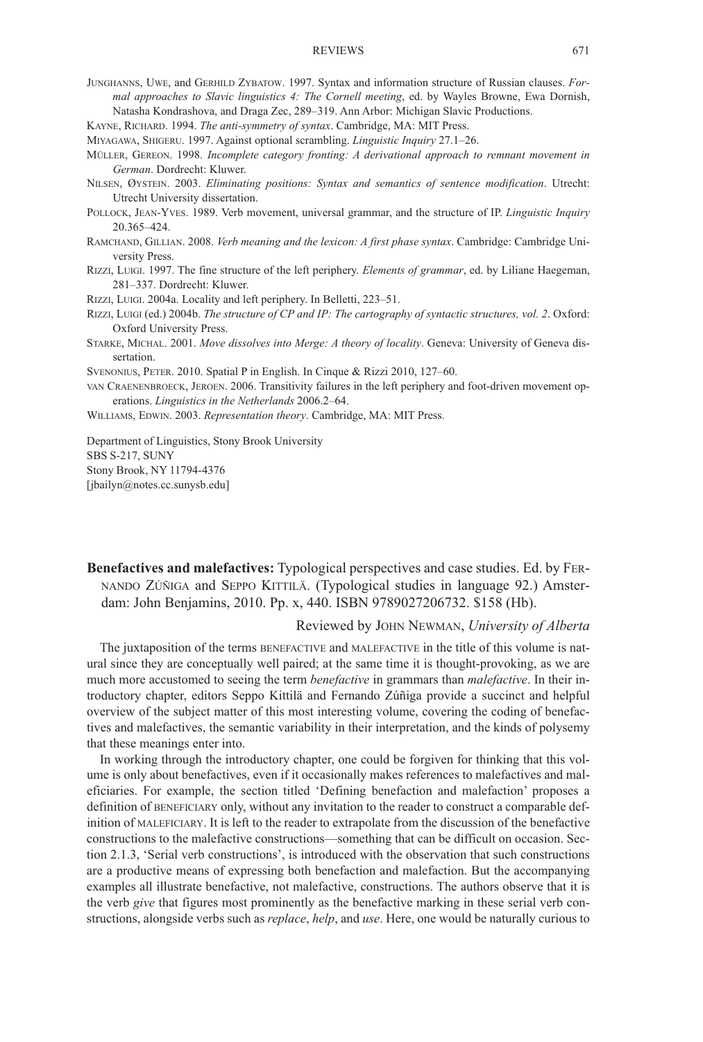Junghanns, Uwe, and Gerhild Zybatow. 1997. Syntax and information structure of Russian clauses. *Formal approaches to Slavic linguistics 4: The Cornell meeting*, ed. by Wayles Browne, Ewa Dornish, Natasha Kondrashova, and Draga Zec, 289–319. Ann Arbor: Michigan Slavic Productions.

Kayne, Richard. 1994. *The anti-symmetry of syntax*. Cambridge, MA: MIT Press.

Miyagawa, Shigeru. 1997. Against optional scrambling. *Linguistic Inquiry* 27.1–26.

Müller, Gereon. 1998. *Incomplete category fronting: A derivational approach to remnant movement in German*. Dordrecht: Kluwer.

Nilsen, Øystein. 2003. *Eliminating positions: Syntax and semantics of sentence modification*. Utrecht: Utrecht University dissertation.

Pollock, Jean-Yves. 1989. Verb movement, universal grammar, and the structure of IP. *Linguistic Inquiry* 20.365–424.

Ramchand, Gillian. 2008. *Verb meaning and the lexicon: A first phase syntax*. Cambridge: Cambridge University Press.

Rizzi, Luigi. 1997. The fine structure of the left periphery. *Elements of grammar*, ed. by Liliane Haegeman, 281–337. Dordrecht: Kluwer.

Rizzi, Luigi. 2004a. Locality and left periphery. In Belletti, 223–51.

Rizzi, Luigi (ed.) 2004b. *The structure of CP and IP: The cartography of syntactic structures, vol. 2*. Oxford: Oxford University Press.

Starke, Michal. 2001. *Move dissolves into Merge: A theory of locality*. Geneva: University of Geneva dissertation.

Svenonius, Peter. 2010. Spatial P in English. In Cinque & Rizzi 2010, 127–60.

van Craenenbroeck, Jeroen. 2006. Transitivity failures in the left periphery and foot-driven movement operations. *Linguistics in the Netherlands* 2006.2–64.

Williams, Edwin. 2003. *Representation theory*. Cambridge, MA: MIT Press.

Department of Linguistics, Stony Brook University
SBS S-217, SUNY
Stony Brook, NY 11794-4376
[jbailyn@notes.cc.sunysb.edu]

**Benefactives and malefactives:** Typological perspectives and case studies. Ed. by Fernando Zúñiga and Seppo Kittilä. (Typological studies in language 92.) Amsterdam: John Benjamins, 2010. Pp. x, 440. ISBN 9789027206732. $158 (Hb).

Reviewed by John Newman, *University of Alberta*

The juxtaposition of the terms BENEFACTIVE and MALEFACTIVE in the title of this volume is natural since they are conceptually well paired; at the same time it is thought-provoking, as we are much more accustomed to seeing the term *benefactive* in grammars than *malefactive*. In their introductory chapter, editors Seppo Kittilä and Fernando Zúñiga provide a succinct and helpful overview of the subject matter of this most interesting volume, covering the coding of benefactives and malefactives, the semantic variability in their interpretation, and the kinds of polysemy that these meanings enter into.

In working through the introductory chapter, one could be forgiven for thinking that this volume is only about benefactives, even if it occasionally makes references to malefactives and maleficiaries. For example, the section titled 'Defining benefaction and malefaction' proposes a definition of BENEFICIARY only, without any invitation to the reader to construct a comparable definition of MALEFICIARY. It is left to the reader to extrapolate from the discussion of the benefactive constructions to the malefactive constructions—something that can be difficult on occasion. Section 2.1.3, 'Serial verb constructions', is introduced with the observation that such constructions are a productive means of expressing both benefaction and malefaction. But the accompanying examples all illustrate benefactive, not malefactive, constructions. The authors observe that it is the verb *give* that figures most prominently as the benefactive marking in these serial verb constructions, alongside verbs such as *replace*, *help*, and *use*. Here, one would be naturally curious to